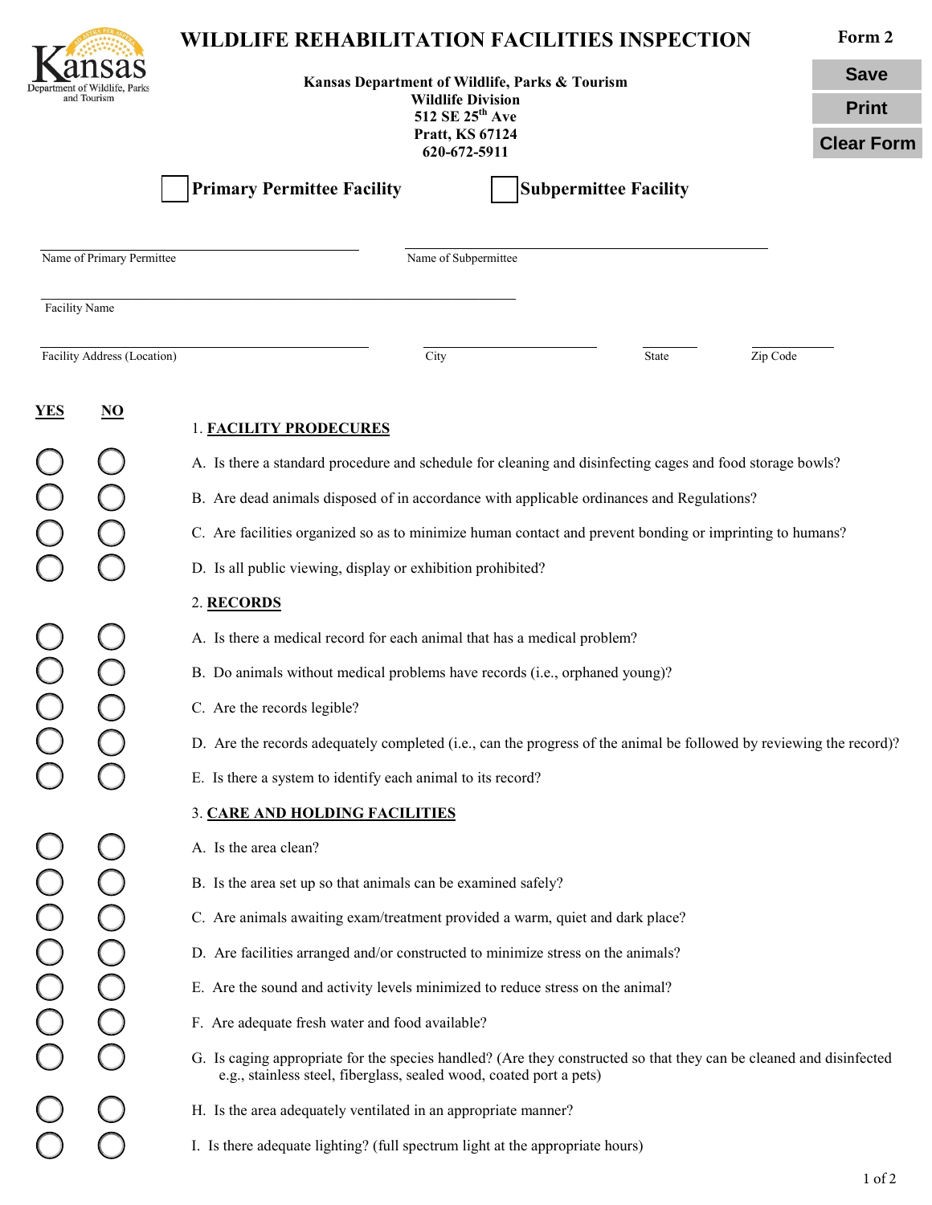# WILDLIFE REHABILITATION FACILITIES INSPECTION

**Form 2**

**Kansas Department of Wildlife, Parks & Tourism**
**Wildlife Division**
**512 SE 25th Ave**
**Pratt, KS 67124**
**620-672-5911**

☐ **Primary Permittee Facility** ☐ **Subpermittee Facility**

Name of Primary Permittee: ____________________ Name of Subpermittee: ____________________

Facility Name: ____________________

Facility Address (Location): ____________________ City: __________ State: ______ Zip Code: ______

| YES | NO | |
|---|---|---|
| | | 1. **FACILITY PRODECURES** |
| ○ | ○ | A. Is there a standard procedure and schedule for cleaning and disinfecting cages and food storage bowls? |
| ○ | ○ | B. Are dead animals disposed of in accordance with applicable ordinances and Regulations? |
| ○ | ○ | C. Are facilities organized so as to minimize human contact and prevent bonding or imprinting to humans? |
| ○ | ○ | D. Is all public viewing, display or exhibition prohibited? |
| | | 2. **RECORDS** |
| ○ | ○ | A. Is there a medical record for each animal that has a medical problem? |
| ○ | ○ | B. Do animals without medical problems have records (i.e., orphaned young)? |
| ○ | ○ | C. Are the records legible? |
| ○ | ○ | D. Are the records adequately completed (i.e., can the progress of the animal be followed by reviewing the record)? |
| ○ | ○ | E. Is there a system to identify each animal to its record? |
| | | 3. **CARE AND HOLDING FACILITIES** |
| ○ | ○ | A. Is the area clean? |
| ○ | ○ | B. Is the area set up so that animals can be examined safely? |
| ○ | ○ | C. Are animals awaiting exam/treatment provided a warm, quiet and dark place? |
| ○ | ○ | D. Are facilities arranged and/or constructed to minimize stress on the animals? |
| ○ | ○ | E. Are the sound and activity levels minimized to reduce stress on the animal? |
| ○ | ○ | F. Are adequate fresh water and food available? |
| ○ | ○ | G. Is caging appropriate for the species handled? (Are they constructed so that they can be cleaned and disinfected e.g., stainless steel, fiberglass, sealed wood, coated port a pets) |
| ○ | ○ | H. Is the area adequately ventilated in an appropriate manner? |
| ○ | ○ | I. Is there adequate lighting? (full spectrum light at the appropriate hours) |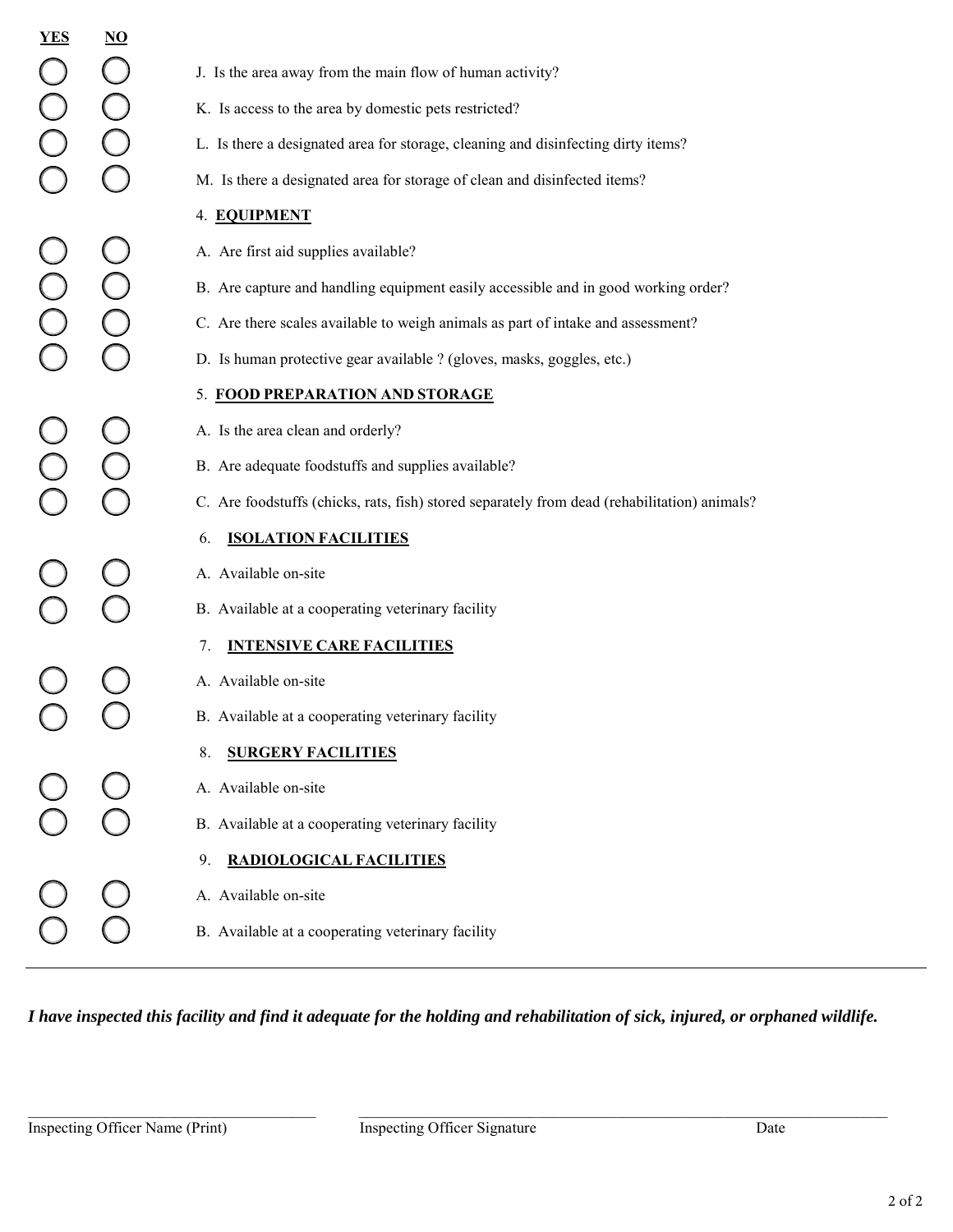| YES | NO | |
|---|---|---|
| ○ | ○ | J. Is the area away from the main flow of human activity? |
| ○ | ○ | K. Is access to the area by domestic pets restricted? |
| ○ | ○ | L. Is there a designated area for storage, cleaning and disinfecting dirty items? |
| ○ | ○ | M. Is there a designated area for storage of clean and disinfected items? |
| | | 4. **EQUIPMENT** |
| ○ | ○ | A. Are first aid supplies available? |
| ○ | ○ | B. Are capture and handling equipment easily accessible and in good working order? |
| ○ | ○ | C. Are there scales available to weigh animals as part of intake and assessment? |
| ○ | ○ | D. Is human protective gear available ? (gloves, masks, goggles, etc.) |
| | | 5. **FOOD PREPARATION AND STORAGE** |
| ○ | ○ | A. Is the area clean and orderly? |
| ○ | ○ | B. Are adequate foodstuffs and supplies available? |
| ○ | ○ | C. Are foodstuffs (chicks, rats, fish) stored separately from dead (rehabilitation) animals? |
| | | 6. **ISOLATION FACILITIES** |
| ○ | ○ | A. Available on-site |
| ○ | ○ | B. Available at a cooperating veterinary facility |
| | | 7. **INTENSIVE CARE FACILITIES** |
| ○ | ○ | A. Available on-site |
| ○ | ○ | B. Available at a cooperating veterinary facility |
| | | 8. **SURGERY FACILITIES** |
| ○ | ○ | A. Available on-site |
| ○ | ○ | B. Available at a cooperating veterinary facility |
| | | 9. **RADIOLOGICAL FACILITIES** |
| ○ | ○ | A. Available on-site |
| ○ | ○ | B. Available at a cooperating veterinary facility |

***I have inspected this facility and find it adequate for the holding and rehabilitation of sick, injured, or orphaned wildlife.***

\_\_\_\_\_\_\_\_\_\_\_\_\_\_\_\_\_\_\_\_\_\_\_\_\_\_\_\_\_\_\_\_\_\_ \_\_\_\_\_\_\_\_\_\_\_\_\_\_\_\_\_\_\_\_\_\_\_\_\_\_\_\_\_\_\_\_\_\_\_\_\_\_\_\_\_\_\_\_\_\_\_\_\_\_\_\_\_\_\_\_\_\_

Inspecting Officer Name (Print) Inspecting Officer Signature Date